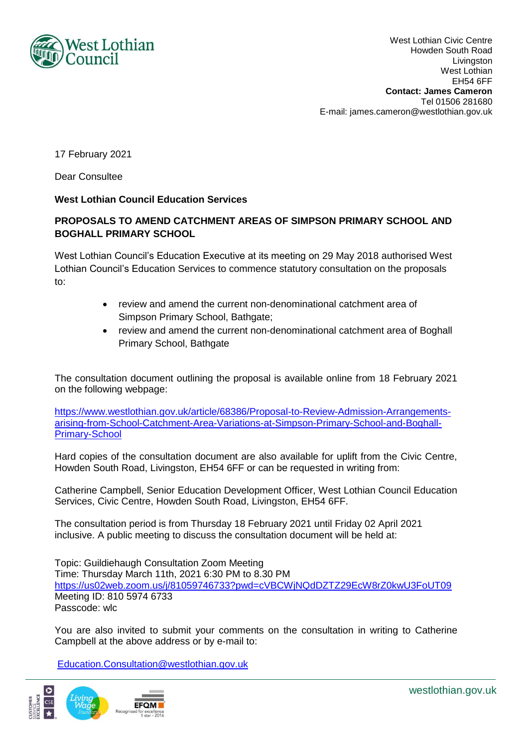West Lothian Council

West Lothian Civic Centre
Howden South Road
Livingston
West Lothian
EH54 6FF
**Contact: James Cameron**
Tel 01506 281680
E-mail: james.cameron@westlothian.gov.uk

17 February 2021

Dear Consultee

**West Lothian Council Education Services**

**PROPOSALS TO AMEND CATCHMENT AREAS OF SIMPSON PRIMARY SCHOOL AND BOGHALL PRIMARY SCHOOL**

West Lothian Council's Education Executive at its meeting on 29 May 2018 authorised West Lothian Council's Education Services to commence statutory consultation on the proposals to:

- review and amend the current non-denominational catchment area of Simpson Primary School, Bathgate;
- review and amend the current non-denominational catchment area of Boghall Primary School, Bathgate

The consultation document outlining the proposal is available online from 18 February 2021 on the following webpage:

https://www.westlothian.gov.uk/article/68386/Proposal-to-Review-Admission-Arrangements-arising-from-School-Catchment-Area-Variations-at-Simpson-Primary-School-and-Boghall-Primary-School

Hard copies of the consultation document are also available for uplift from the Civic Centre, Howden South Road, Livingston, EH54 6FF or can be requested in writing from:

Catherine Campbell, Senior Education Development Officer, West Lothian Council Education Services, Civic Centre, Howden South Road, Livingston, EH54 6FF.

The consultation period is from Thursday 18 February 2021 until Friday 02 April 2021 inclusive. A public meeting to discuss the consultation document will be held at:

Topic: Guildiehaugh Consultation Zoom Meeting
Time: Thursday March 11th, 2021 6:30 PM to 8.30 PM
https://us02web.zoom.us/j/81059746733?pwd=cVBCWjNQdDZTZ29EcW8rZ0kwU3FoUT09
Meeting ID: 810 5974 6733
Passcode: wlc

You are also invited to submit your comments on the consultation in writing to Catherine Campbell at the above address or by e-mail to:

Education.Consultation@westlothian.gov.uk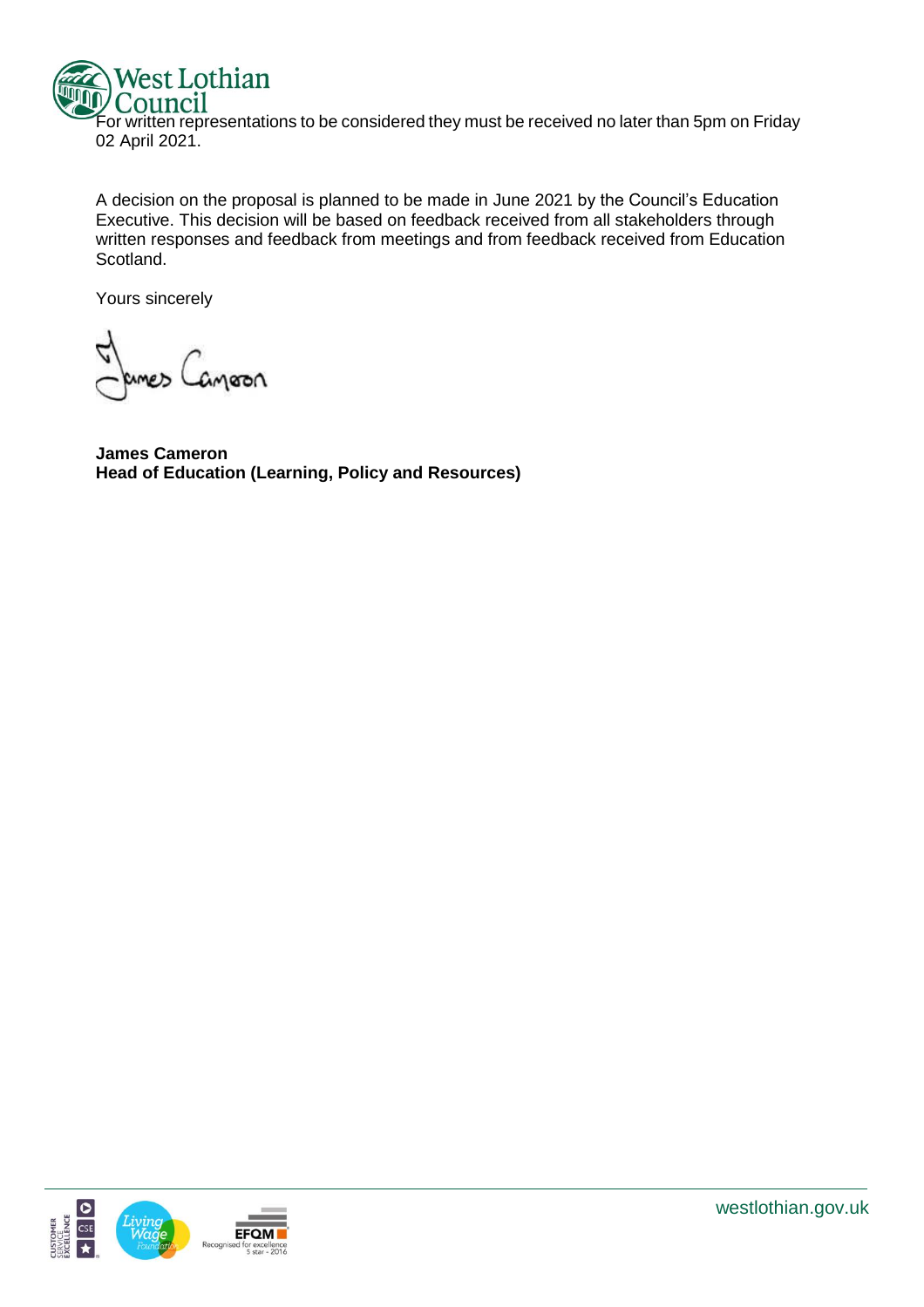For written representations to be considered they must be received no later than 5pm on Friday 02 April 2021.

A decision on the proposal is planned to be made in June 2021 by the Council's Education Executive. This decision will be based on feedback received from all stakeholders through written responses and feedback from meetings and from feedback received from Education Scotland.

Yours sincerely

**James Cameron**
**Head of Education (Learning, Policy and Resources)**